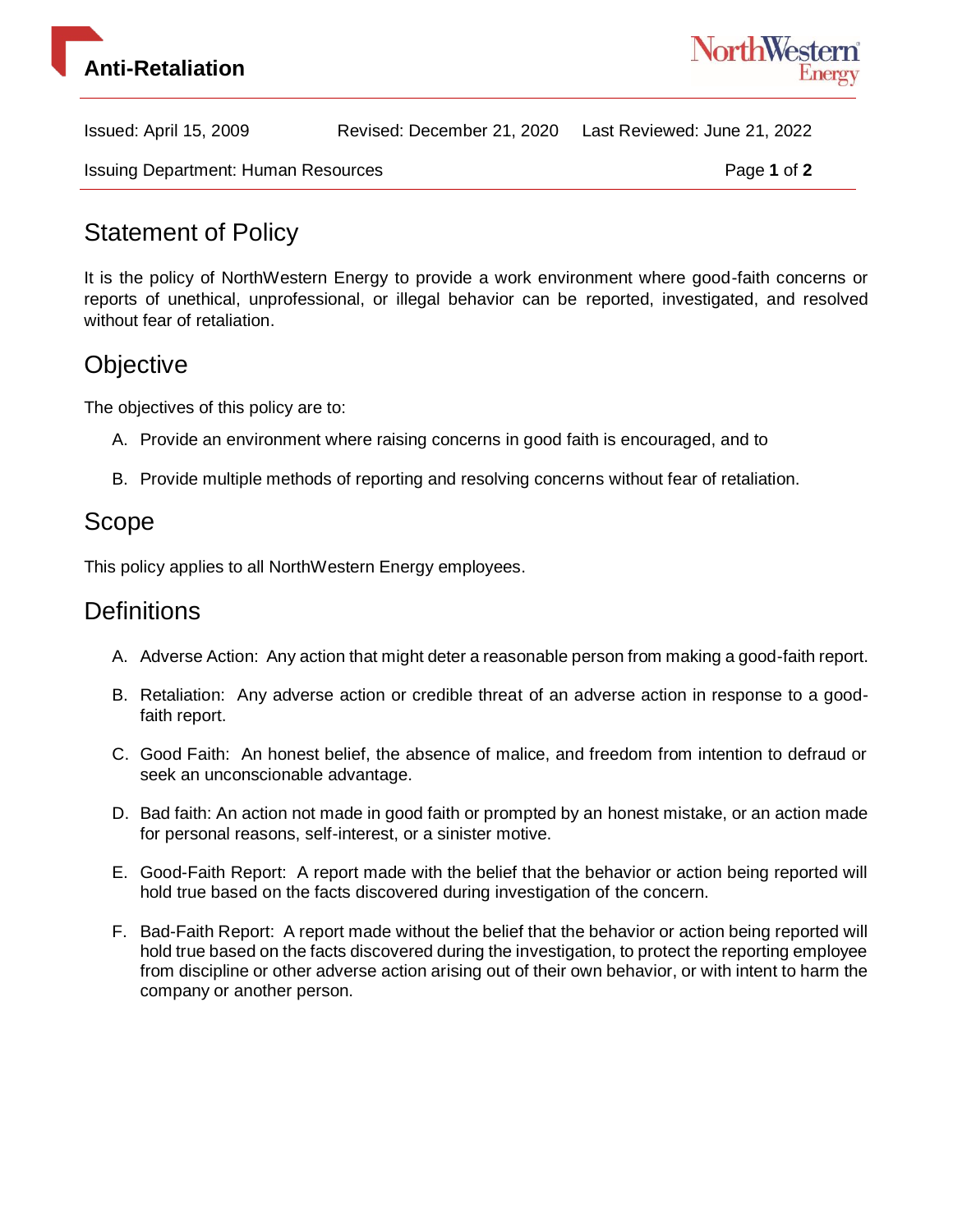# Anti-Retaliation

Issued: April 15, 2009 | Revised: December 21, 2020 | Last Reviewed: June 21, 2022

Issuing Department: Human Resources

## Statement of Policy

It is the policy of NorthWestern Energy to provide a work environment where good-faith concerns or reports of unethical, unprofessional, or illegal behavior can be reported, investigated, and resolved without fear of retaliation.

## Objective

The objectives of this policy are to:

A. Provide an environment where raising concerns in good faith is encouraged, and to

B. Provide multiple methods of reporting and resolving concerns without fear of retaliation.

## Scope

This policy applies to all NorthWestern Energy employees.

## Definitions

A. Adverse Action: Any action that might deter a reasonable person from making a good-faith report.

B. Retaliation: Any adverse action or credible threat of an adverse action in response to a good-faith report.

C. Good Faith: An honest belief, the absence of malice, and freedom from intention to defraud or seek an unconscionable advantage.

D. Bad faith: An action not made in good faith or prompted by an honest mistake, or an action made for personal reasons, self-interest, or a sinister motive.

E. Good-Faith Report: A report made with the belief that the behavior or action being reported will hold true based on the facts discovered during investigation of the concern.

F. Bad-Faith Report: A report made without the belief that the behavior or action being reported will hold true based on the facts discovered during the investigation, to protect the reporting employee from discipline or other adverse action arising out of their own behavior, or with intent to harm the company or another person.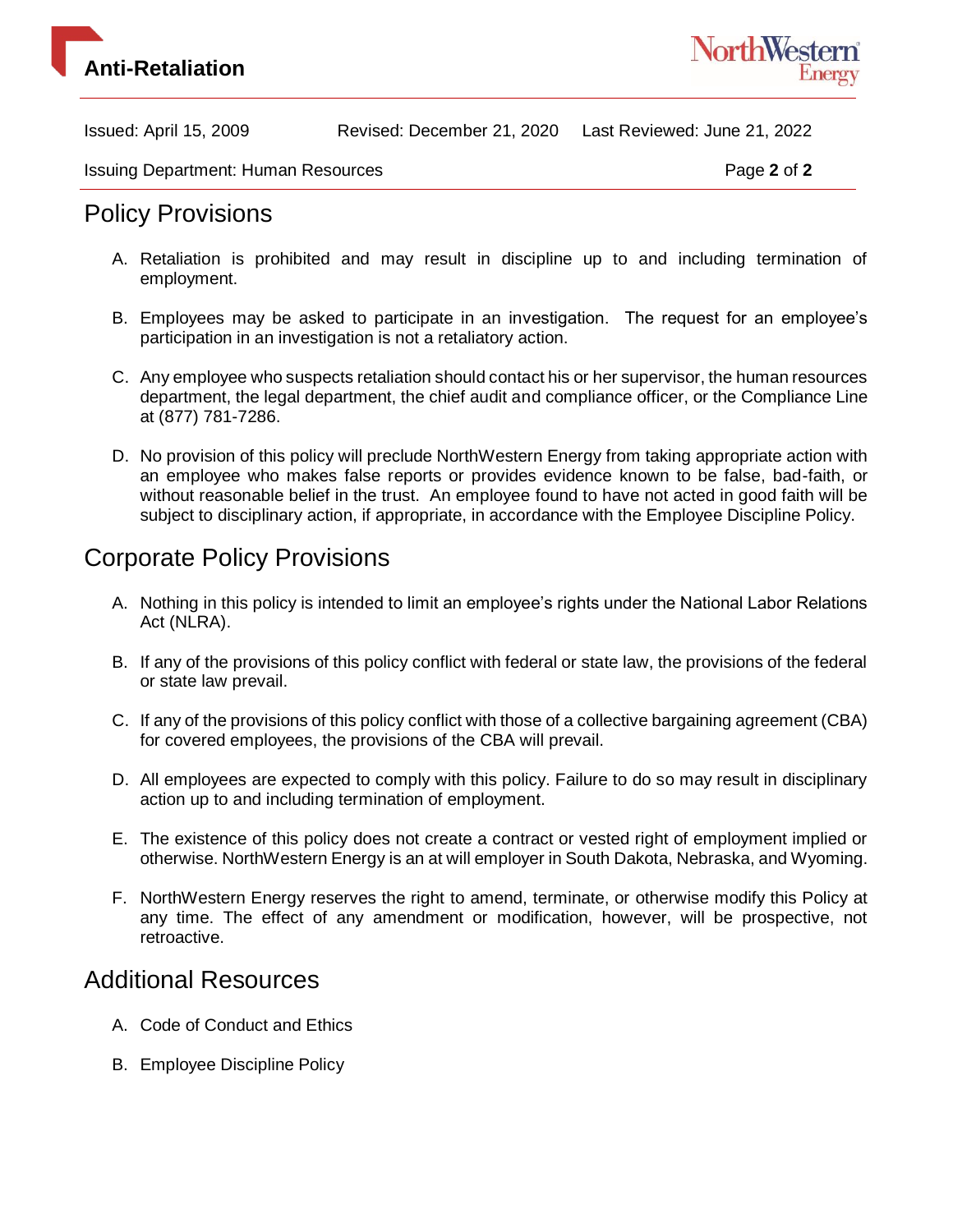## Policy Provisions

A. Retaliation is prohibited and may result in discipline up to and including termination of employment.

B. Employees may be asked to participate in an investigation. The request for an employee's participation in an investigation is not a retaliatory action.

C. Any employee who suspects retaliation should contact his or her supervisor, the human resources department, the legal department, the chief audit and compliance officer, or the Compliance Line at (877) 781-7286.

D. No provision of this policy will preclude NorthWestern Energy from taking appropriate action with an employee who makes false reports or provides evidence known to be false, bad-faith, or without reasonable belief in the trust. An employee found to have not acted in good faith will be subject to disciplinary action, if appropriate, in accordance with the Employee Discipline Policy.

## Corporate Policy Provisions

A. Nothing in this policy is intended to limit an employee's rights under the National Labor Relations Act (NLRA).

B. If any of the provisions of this policy conflict with federal or state law, the provisions of the federal or state law prevail.

C. If any of the provisions of this policy conflict with those of a collective bargaining agreement (CBA) for covered employees, the provisions of the CBA will prevail.

D. All employees are expected to comply with this policy. Failure to do so may result in disciplinary action up to and including termination of employment.

E. The existence of this policy does not create a contract or vested right of employment implied or otherwise. NorthWestern Energy is an at will employer in South Dakota, Nebraska, and Wyoming.

F. NorthWestern Energy reserves the right to amend, terminate, or otherwise modify this Policy at any time. The effect of any amendment or modification, however, will be prospective, not retroactive.

## Additional Resources

A. Code of Conduct and Ethics

B. Employee Discipline Policy